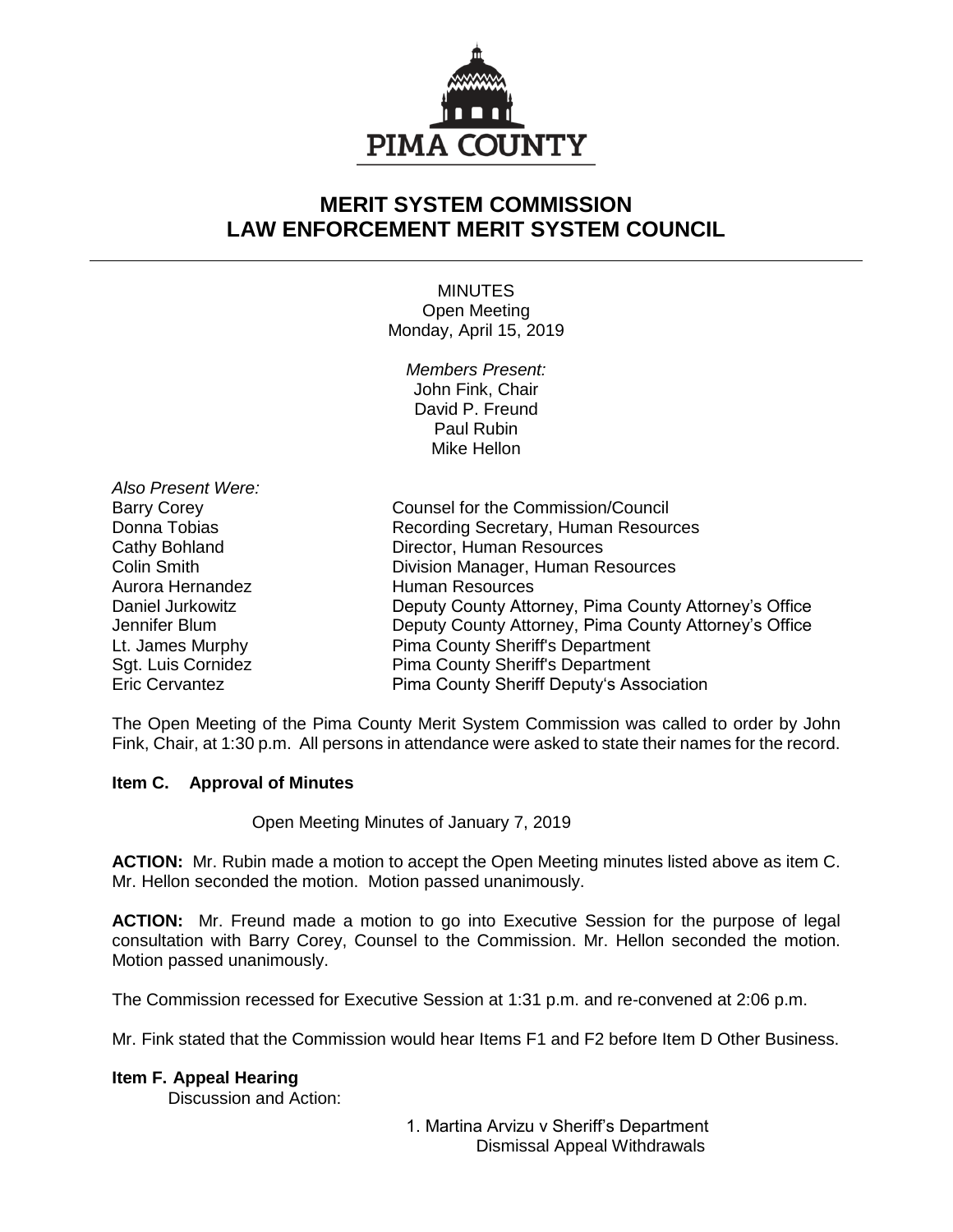PIMA COUNTY

# MERIT SYSTEM COMMISSION
# LAW ENFORCEMENT MERIT SYSTEM COUNCIL

MINUTES
Open Meeting
Monday, April 15, 2019

*Members Present:*
John Fink, Chair
David P. Freund
Paul Rubin
Mike Hellon

*Also Present Were:*

| | |
|---|---|
| Barry Corey | Counsel for the Commission/Council |
| Donna Tobias | Recording Secretary, Human Resources |
| Cathy Bohland | Director, Human Resources |
| Colin Smith | Division Manager, Human Resources |
| Aurora Hernandez | Human Resources |
| Daniel Jurkowitz | Deputy County Attorney, Pima County Attorney's Office |
| Jennifer Blum | Deputy County Attorney, Pima County Attorney's Office |
| Lt. James Murphy | Pima County Sheriff's Department |
| Sgt. Luis Cornidez | Pima County Sheriff's Department |
| Eric Cervantez | Pima County Sheriff Deputy's Association |

The Open Meeting of the Pima County Merit System Commission was called to order by John Fink, Chair, at 1:30 p.m. All persons in attendance were asked to state their names for the record.

**Item C. Approval of Minutes**

Open Meeting Minutes of January 7, 2019

**ACTION:** Mr. Rubin made a motion to accept the Open Meeting minutes listed above as item C. Mr. Hellon seconded the motion. Motion passed unanimously.

**ACTION:** Mr. Freund made a motion to go into Executive Session for the purpose of legal consultation with Barry Corey, Counsel to the Commission. Mr. Hellon seconded the motion. Motion passed unanimously.

The Commission recessed for Executive Session at 1:31 p.m. and re-convened at 2:06 p.m.

Mr. Fink stated that the Commission would hear Items F1 and F2 before Item D Other Business.

**Item F. Appeal Hearing**

Discussion and Action:

1. Martina Arvizu v Sheriff's Department
   Dismissal Appeal Withdrawals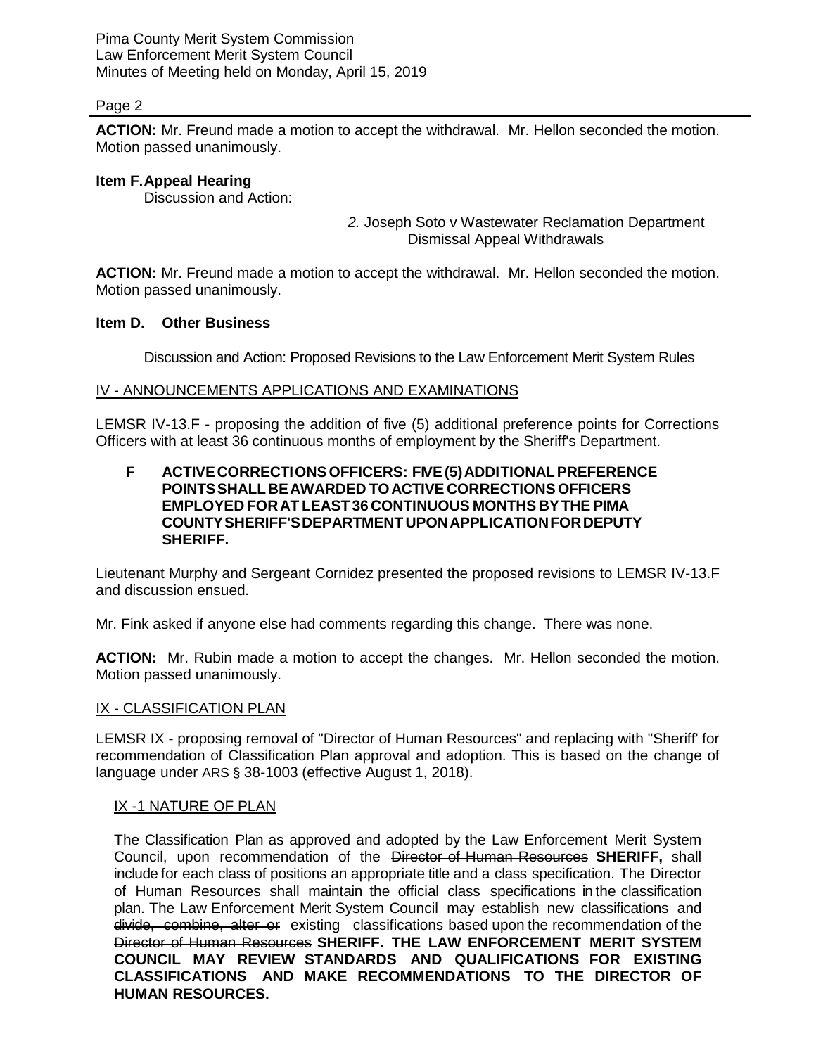**ACTION:** Mr. Freund made a motion to accept the withdrawal. Mr. Hellon seconded the motion. Motion passed unanimously.

**Item F. Appeal Hearing**

Discussion and Action:

*2.* Joseph Soto v Wastewater Reclamation Department
Dismissal Appeal Withdrawals

**ACTION:** Mr. Freund made a motion to accept the withdrawal. Mr. Hellon seconded the motion. Motion passed unanimously.

**Item D. Other Business**

Discussion and Action: Proposed Revisions to the Law Enforcement Merit System Rules

IV - ANNOUNCEMENTS APPLICATIONS AND EXAMINATIONS

LEMSR IV-13.F - proposing the addition of five (5) additional preference points for Corrections Officers with at least 36 continuous months of employment by the Sheriff's Department.

**F ACTIVE CORRECTIONS OFFICERS: FIVE (5) ADDITIONAL PREFERENCE POINTS SHALL BE AWARDED TO ACTIVE CORRECTIONS OFFICERS EMPLOYED FOR AT LEAST 36 CONTINUOUS MONTHS BY THE PIMA COUNTY SHERIFF'S DEPARTMENT UPON APPLICATION FOR DEPUTY SHERIFF.**

Lieutenant Murphy and Sergeant Cornidez presented the proposed revisions to LEMSR IV-13.F and discussion ensued.

Mr. Fink asked if anyone else had comments regarding this change. There was none.

**ACTION:** Mr. Rubin made a motion to accept the changes. Mr. Hellon seconded the motion. Motion passed unanimously.

IX - CLASSIFICATION PLAN

LEMSR IX - proposing removal of "Director of Human Resources" and replacing with "Sheriff' for recommendation of Classification Plan approval and adoption. This is based on the change of language under ARS § 38-1003 (effective August 1, 2018).

IX -1 NATURE OF PLAN

The Classification Plan as approved and adopted by the Law Enforcement Merit System Council, upon recommendation of the ~~Director of Human Resources~~ **SHERIFF,** shall include for each class of positions an appropriate title and a class specification. The Director of Human Resources shall maintain the official class specifications in the classification plan. The Law Enforcement Merit System Council may establish new classifications and ~~divide, combine, alter or~~ existing classifications based upon the recommendation of the ~~Director of Human Resources~~ **SHERIFF. THE LAW ENFORCEMENT MERIT SYSTEM COUNCIL MAY REVIEW STANDARDS AND QUALIFICATIONS FOR EXISTING CLASSIFICATIONS AND MAKE RECOMMENDATIONS TO THE DIRECTOR OF HUMAN RESOURCES.**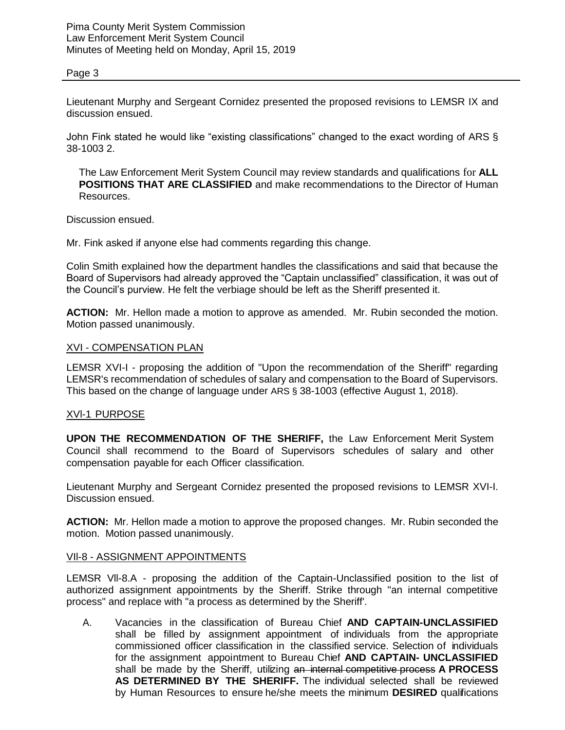Lieutenant Murphy and Sergeant Cornidez presented the proposed revisions to LEMSR IX and discussion ensued.

John Fink stated he would like "existing classifications" changed to the exact wording of ARS § 38-1003 2.

> The Law Enforcement Merit System Council may review standards and qualifications for **ALL POSITIONS THAT ARE CLASSIFIED** and make recommendations to the Director of Human Resources.

Discussion ensued.

Mr. Fink asked if anyone else had comments regarding this change.

Colin Smith explained how the department handles the classifications and said that because the Board of Supervisors had already approved the "Captain unclassified" classification, it was out of the Council's purview. He felt the verbiage should be left as the Sheriff presented it.

**ACTION:** Mr. Hellon made a motion to approve as amended. Mr. Rubin seconded the motion. Motion passed unanimously.

XVI - COMPENSATION PLAN

LEMSR XVI-I - proposing the addition of "Upon the recommendation of the Sheriff" regarding LEMSR's recommendation of schedules of salary and compensation to the Board of Supervisors. This based on the change of language under ARS § 38-1003 (effective August 1, 2018).

XVl-1 PURPOSE

**UPON THE RECOMMENDATION OF THE SHERIFF,** the Law Enforcement Merit System Council shall recommend to the Board of Supervisors schedules of salary and other compensation payable for each Officer classification.

Lieutenant Murphy and Sergeant Cornidez presented the proposed revisions to LEMSR XVI-I. Discussion ensued.

**ACTION:** Mr. Hellon made a motion to approve the proposed changes. Mr. Rubin seconded the motion. Motion passed unanimously.

Vll-8 - ASSIGNMENT APPOINTMENTS

LEMSR Vll-8.A - proposing the addition of the Captain-Unclassified position to the list of authorized assignment appointments by the Sheriff. Strike through "an internal competitive process" and replace with "a process as determined by the Sheriff'.

A. Vacancies in the classification of Bureau Chief **AND CAPTAIN-UNCLASSIFIED** shall be filled by assignment appointment of individuals from the appropriate commissioned officer classification in the classified service. Selection of individuals for the assignment appointment to Bureau Chief **AND CAPTAIN- UNCLASSIFIED** shall be made by the Sheriff, utilizing ~~an internal competitive process~~ **A PROCESS AS DETERMINED BY THE SHERIFF.** The individual selected shall be reviewed by Human Resources to ensure he/she meets the minimum **DESIRED** qualifications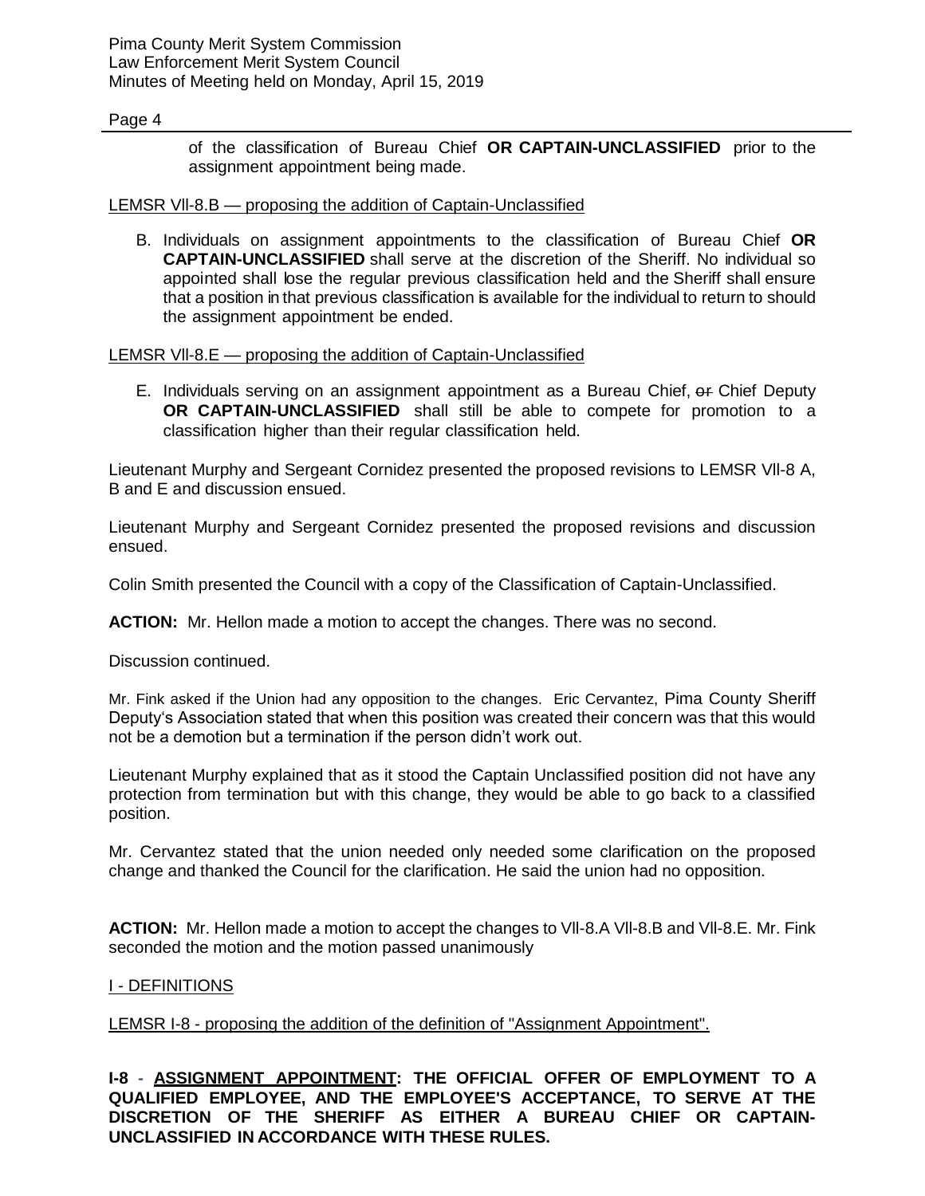of the classification of Bureau Chief **OR CAPTAIN-UNCLASSIFIED** prior to the assignment appointment being made.

<u>LEMSR Vll-8.B — proposing the addition of Captain-Unclassified</u>

B. Individuals on assignment appointments to the classification of Bureau Chief **OR CAPTAIN-UNCLASSIFIED** shall serve at the discretion of the Sheriff. No individual so appointed shall lose the regular previous classification held and the Sheriff shall ensure that a position in that previous classification is available for the individual to return to should the assignment appointment be ended.

<u>LEMSR Vll-8.E — proposing the addition of Captain-Unclassified</u>

E. Individuals serving on an assignment appointment as a Bureau Chief, ~~or~~ Chief Deputy **OR CAPTAIN-UNCLASSIFIED** shall still be able to compete for promotion to a classification higher than their regular classification held.

Lieutenant Murphy and Sergeant Cornidez presented the proposed revisions to LEMSR Vll-8 A, B and E and discussion ensued.

Lieutenant Murphy and Sergeant Cornidez presented the proposed revisions and discussion ensued.

Colin Smith presented the Council with a copy of the Classification of Captain-Unclassified.

**ACTION:** Mr. Hellon made a motion to accept the changes. There was no second.

Discussion continued.

Mr. Fink asked if the Union had any opposition to the changes. Eric Cervantez, Pima County Sheriff Deputy's Association stated that when this position was created their concern was that this would not be a demotion but a termination if the person didn't work out.

Lieutenant Murphy explained that as it stood the Captain Unclassified position did not have any protection from termination but with this change, they would be able to go back to a classified position.

Mr. Cervantez stated that the union needed only needed some clarification on the proposed change and thanked the Council for the clarification. He said the union had no opposition.

**ACTION:** Mr. Hellon made a motion to accept the changes to Vll-8.A Vll-8.B and Vll-8.E. Mr. Fink seconded the motion and the motion passed unanimously

<u>I - DEFINITIONS</u>

<u>LEMSR I-8 - proposing the addition of the definition of "Assignment Appointment".</u>

**I-8 - <u>ASSIGNMENT APPOINTMENT</u>: THE OFFICIAL OFFER OF EMPLOYMENT TO A QUALIFIED EMPLOYEE, AND THE EMPLOYEE'S ACCEPTANCE, TO SERVE AT THE DISCRETION OF THE SHERIFF AS EITHER A BUREAU CHIEF OR CAPTAIN-UNCLASSIFIED IN ACCORDANCE WITH THESE RULES.**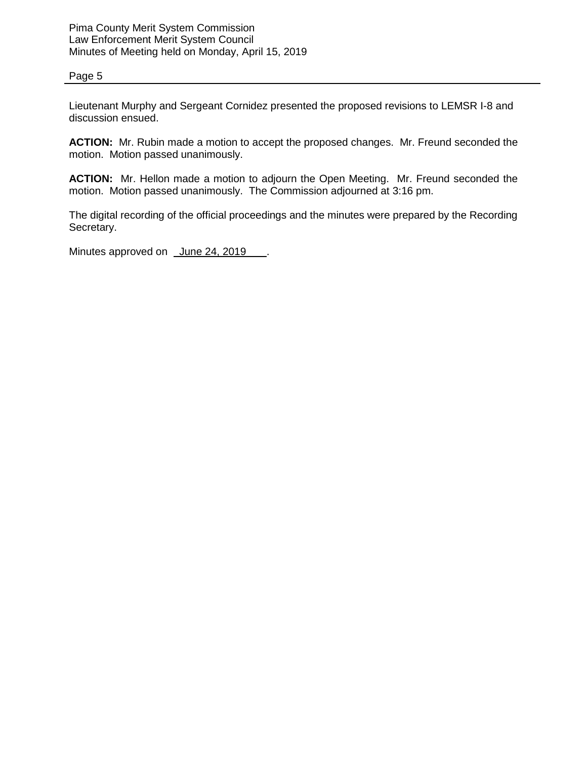Lieutenant Murphy and Sergeant Cornidez presented the proposed revisions to LEMSR I-8 and discussion ensued.

**ACTION:** Mr. Rubin made a motion to accept the proposed changes. Mr. Freund seconded the motion. Motion passed unanimously.

**ACTION:** Mr. Hellon made a motion to adjourn the Open Meeting. Mr. Freund seconded the motion. Motion passed unanimously. The Commission adjourned at 3:16 pm.

The digital recording of the official proceedings and the minutes were prepared by the Recording Secretary.

Minutes approved on June 24, 2019 .